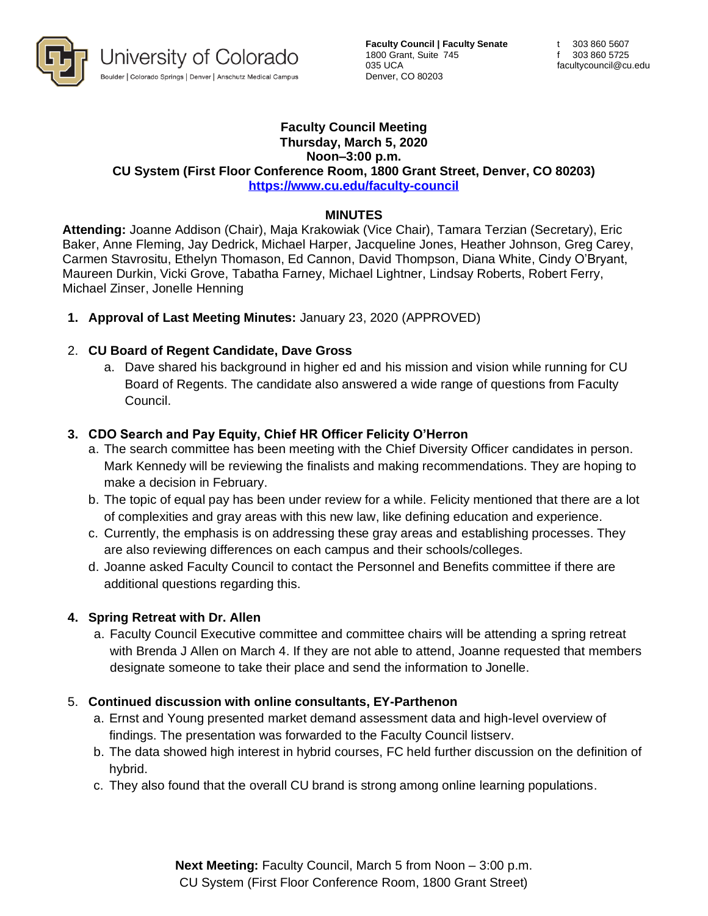University of Colorado
Boulder | Colorado Springs | Denver | Anschutz Medical Campus

**Faculty Council | Faculty Senate**
1800 Grant, Suite 745
035 UCA
Denver, CO 80203

t 303 860 5607
f 303 860 5725
facultycouncil@cu.edu

**Faculty Council Meeting**
**Thursday, March 5, 2020**
**Noon–3:00 p.m.**
**CU System (First Floor Conference Room, 1800 Grant Street, Denver, CO 80203)**
**https://www.cu.edu/faculty-council**

## MINUTES

**Attending:** Joanne Addison (Chair), Maja Krakowiak (Vice Chair), Tamara Terzian (Secretary), Eric Baker, Anne Fleming, Jay Dedrick, Michael Harper, Jacqueline Jones, Heather Johnson, Greg Carey, Carmen Stavrositu, Ethelyn Thomason, Ed Cannon, David Thompson, Diana White, Cindy O'Bryant, Maureen Durkin, Vicki Grove, Tabatha Farney, Michael Lightner, Lindsay Roberts, Robert Ferry, Michael Zinser, Jonelle Henning

1. **Approval of Last Meeting Minutes:** January 23, 2020 (APPROVED)

2. **CU Board of Regent Candidate, Dave Gross**
   a. Dave shared his background in higher ed and his mission and vision while running for CU Board of Regents. The candidate also answered a wide range of questions from Faculty Council.

3. **CDO Search and Pay Equity, Chief HR Officer Felicity O'Herron**
   a. The search committee has been meeting with the Chief Diversity Officer candidates in person. Mark Kennedy will be reviewing the finalists and making recommendations. They are hoping to make a decision in February.
   b. The topic of equal pay has been under review for a while. Felicity mentioned that there are a lot of complexities and gray areas with this new law, like defining education and experience.
   c. Currently, the emphasis is on addressing these gray areas and establishing processes. They are also reviewing differences on each campus and their schools/colleges.
   d. Joanne asked Faculty Council to contact the Personnel and Benefits committee if there are additional questions regarding this.

4. **Spring Retreat with Dr. Allen**
   a. Faculty Council Executive committee and committee chairs will be attending a spring retreat with Brenda J Allen on March 4. If they are not able to attend, Joanne requested that members designate someone to take their place and send the information to Jonelle.

5. **Continued discussion with online consultants, EY-Parthenon**
   a. Ernst and Young presented market demand assessment data and high-level overview of findings. The presentation was forwarded to the Faculty Council listserv.
   b. The data showed high interest in hybrid courses, FC held further discussion on the definition of hybrid.
   c. They also found that the overall CU brand is strong among online learning populations.

**Next Meeting:** Faculty Council, March 5 from Noon – 3:00 p.m.
CU System (First Floor Conference Room, 1800 Grant Street)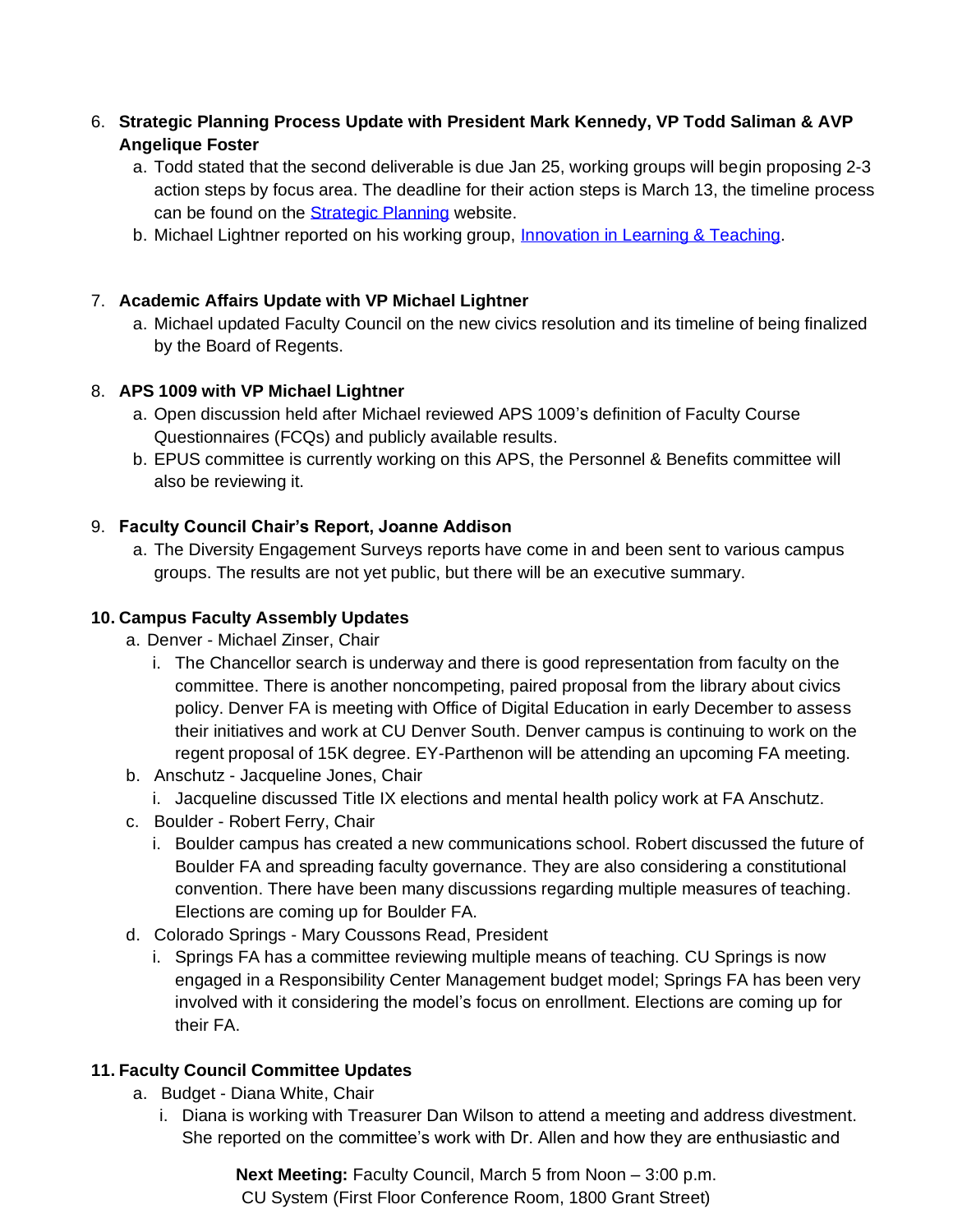6. **Strategic Planning Process Update with President Mark Kennedy, VP Todd Saliman & AVP Angelique Foster**
    a. Todd stated that the second deliverable is due Jan 25, working groups will begin proposing 2-3 action steps by focus area. The deadline for their action steps is March 13, the timeline process can be found on the Strategic Planning website.
    b. Michael Lightner reported on his working group, Innovation in Learning & Teaching.

7. **Academic Affairs Update with VP Michael Lightner**
    a. Michael updated Faculty Council on the new civics resolution and its timeline of being finalized by the Board of Regents.

8. **APS 1009 with VP Michael Lightner**
    a. Open discussion held after Michael reviewed APS 1009's definition of Faculty Course Questionnaires (FCQs) and publicly available results.
    b. EPUS committee is currently working on this APS, the Personnel & Benefits committee will also be reviewing it.

9. **Faculty Council Chair's Report, Joanne Addison**
    a. The Diversity Engagement Surveys reports have come in and been sent to various campus groups. The results are not yet public, but there will be an executive summary.

10. **Campus Faculty Assembly Updates**
    a. Denver - Michael Zinser, Chair
        i. The Chancellor search is underway and there is good representation from faculty on the committee. There is another noncompeting, paired proposal from the library about civics policy. Denver FA is meeting with Office of Digital Education in early December to assess their initiatives and work at CU Denver South. Denver campus is continuing to work on the regent proposal of 15K degree. EY-Parthenon will be attending an upcoming FA meeting.
    b. Anschutz - Jacqueline Jones, Chair
        i. Jacqueline discussed Title IX elections and mental health policy work at FA Anschutz.
    c. Boulder - Robert Ferry, Chair
        i. Boulder campus has created a new communications school. Robert discussed the future of Boulder FA and spreading faculty governance. They are also considering a constitutional convention. There have been many discussions regarding multiple measures of teaching. Elections are coming up for Boulder FA.
    d. Colorado Springs - Mary Coussons Read, President
        i. Springs FA has a committee reviewing multiple means of teaching. CU Springs is now engaged in a Responsibility Center Management budget model; Springs FA has been very involved with it considering the model's focus on enrollment. Elections are coming up for their FA.

11. **Faculty Council Committee Updates**
    a. Budget - Diana White, Chair
        i. Diana is working with Treasurer Dan Wilson to attend a meeting and address divestment. She reported on the committee's work with Dr. Allen and how they are enthusiastic and

**Next Meeting:** Faculty Council, March 5 from Noon – 3:00 p.m.
CU System (First Floor Conference Room, 1800 Grant Street)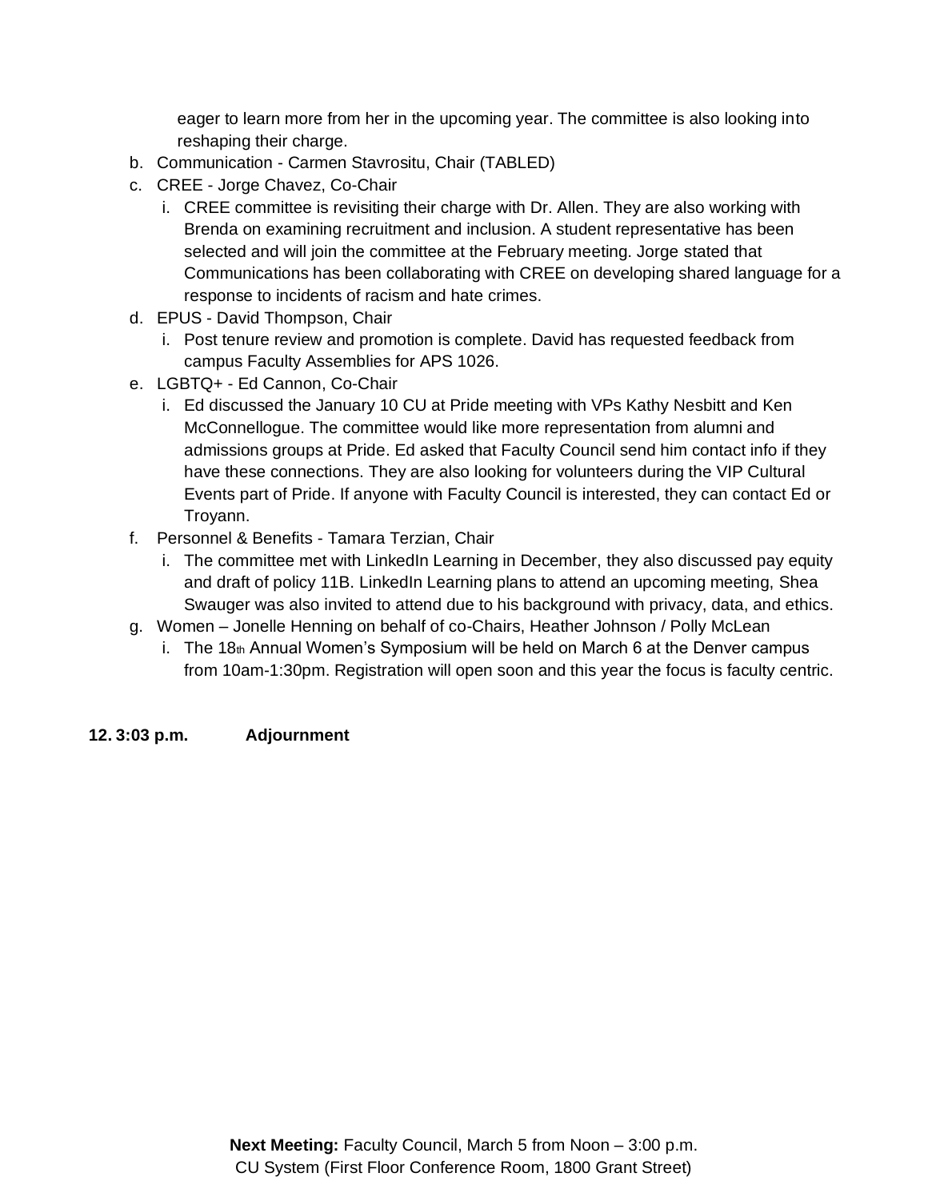eager to learn more from her in the upcoming year. The committee is also looking into reshaping their charge.

b. Communication - Carmen Stavrositu, Chair (TABLED)

c. CREE - Jorge Chavez, Co-Chair
   i. CREE committee is revisiting their charge with Dr. Allen. They are also working with Brenda on examining recruitment and inclusion. A student representative has been selected and will join the committee at the February meeting. Jorge stated that Communications has been collaborating with CREE on developing shared language for a response to incidents of racism and hate crimes.

d. EPUS - David Thompson, Chair
   i. Post tenure review and promotion is complete. David has requested feedback from campus Faculty Assemblies for APS 1026.

e. LGBTQ+ - Ed Cannon, Co-Chair
   i. Ed discussed the January 10 CU at Pride meeting with VPs Kathy Nesbitt and Ken McConnellogue. The committee would like more representation from alumni and admissions groups at Pride. Ed asked that Faculty Council send him contact info if they have these connections. They are also looking for volunteers during the VIP Cultural Events part of Pride. If anyone with Faculty Council is interested, they can contact Ed or Troyann.

f. Personnel & Benefits - Tamara Terzian, Chair
   i. The committee met with LinkedIn Learning in December, they also discussed pay equity and draft of policy 11B. LinkedIn Learning plans to attend an upcoming meeting, Shea Swauger was also invited to attend due to his background with privacy, data, and ethics.

g. Women – Jonelle Henning on behalf of co-Chairs, Heather Johnson / Polly McLean
   i. The 18th Annual Women's Symposium will be held on March 6 at the Denver campus from 10am-1:30pm. Registration will open soon and this year the focus is faculty centric.

**12. 3:03 p.m. Adjournment**

**Next Meeting:** Faculty Council, March 5 from Noon – 3:00 p.m.
CU System (First Floor Conference Room, 1800 Grant Street)